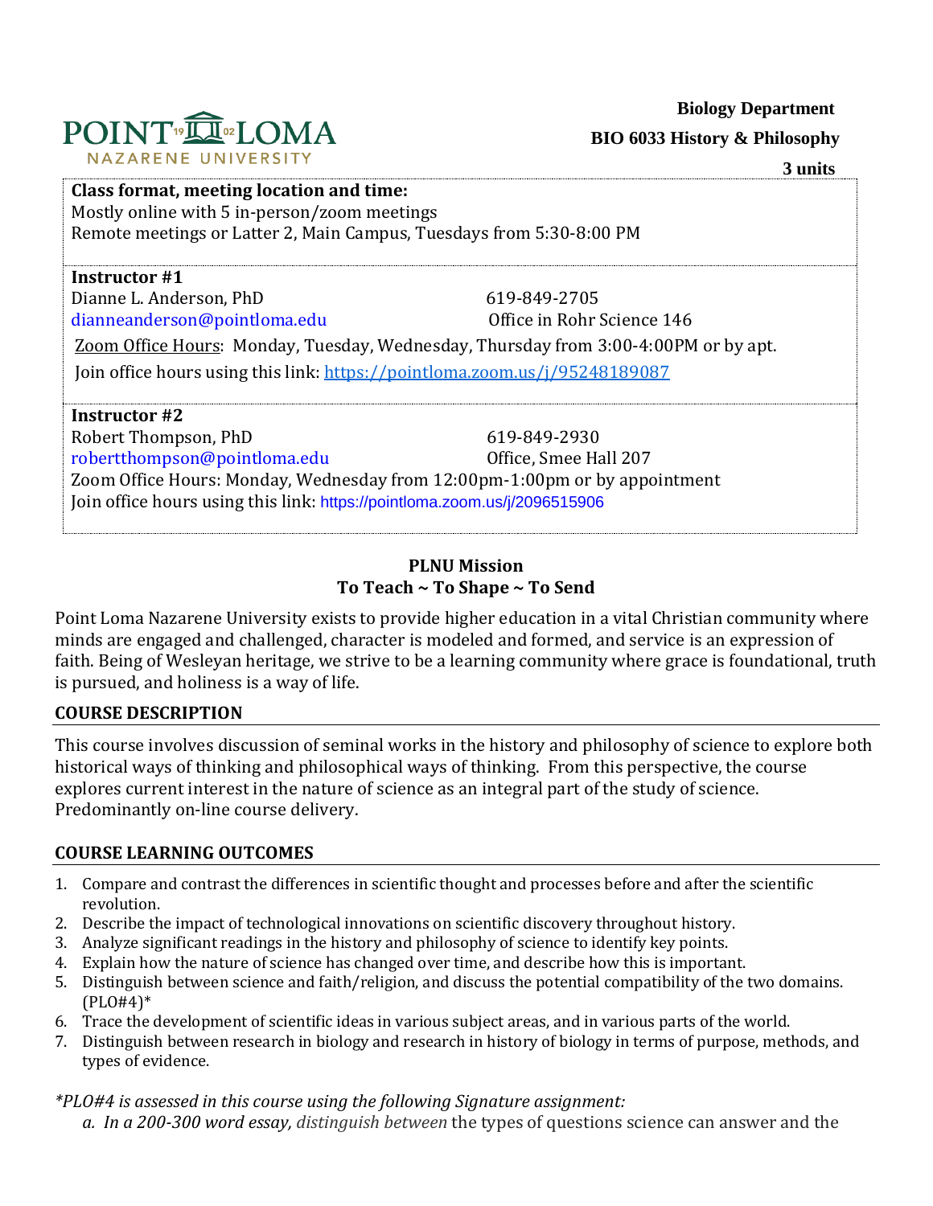**Biology Department**

**BIO 6033 History & Philosophy**

**3 units**

**Class format, meeting location and time:**
Mostly online with 5 in-person/zoom meetings
Remote meetings or Latter 2, Main Campus, Tuesdays from 5:30-8:00 PM

**Instructor #1**
Dianne L. Anderson, PhD
619-849-2705
dianneanderson@pointloma.edu
Office in Rohr Science 146
Zoom Office Hours: Monday, Tuesday, Wednesday, Thursday from 3:00-4:00PM or by apt.
Join office hours using this link: https://pointloma.zoom.us/j/95248189087

**Instructor #2**
Robert Thompson, PhD
619-849-2930
robertthompson@pointloma.edu
Office, Smee Hall 207
Zoom Office Hours: Monday, Wednesday from 12:00pm-1:00pm or by appointment
Join office hours using this link: https://pointloma.zoom.us/j/2096515906

**PLNU Mission**
**To Teach ~ To Shape ~ To Send**

Point Loma Nazarene University exists to provide higher education in a vital Christian community where minds are engaged and challenged, character is modeled and formed, and service is an expression of faith. Being of Wesleyan heritage, we strive to be a learning community where grace is foundational, truth is pursued, and holiness is a way of life.

## COURSE DESCRIPTION

This course involves discussion of seminal works in the history and philosophy of science to explore both historical ways of thinking and philosophical ways of thinking. From this perspective, the course explores current interest in the nature of science as an integral part of the study of science. Predominantly on-line course delivery.

## COURSE LEARNING OUTCOMES

1. Compare and contrast the differences in scientific thought and processes before and after the scientific revolution.
2. Describe the impact of technological innovations on scientific discovery throughout history.
3. Analyze significant readings in the history and philosophy of science to identify key points.
4. Explain how the nature of science has changed over time, and describe how this is important.
5. Distinguish between science and faith/religion, and discuss the potential compatibility of the two domains. (PLO#4)*
6. Trace the development of scientific ideas in various subject areas, and in various parts of the world.
7. Distinguish between research in biology and research in history of biology in terms of purpose, methods, and types of evidence.

*\*PLO#4 is assessed in this course using the following Signature assignment:*

a. *In a 200-300 word essay, distinguish between* the types of questions science can answer and the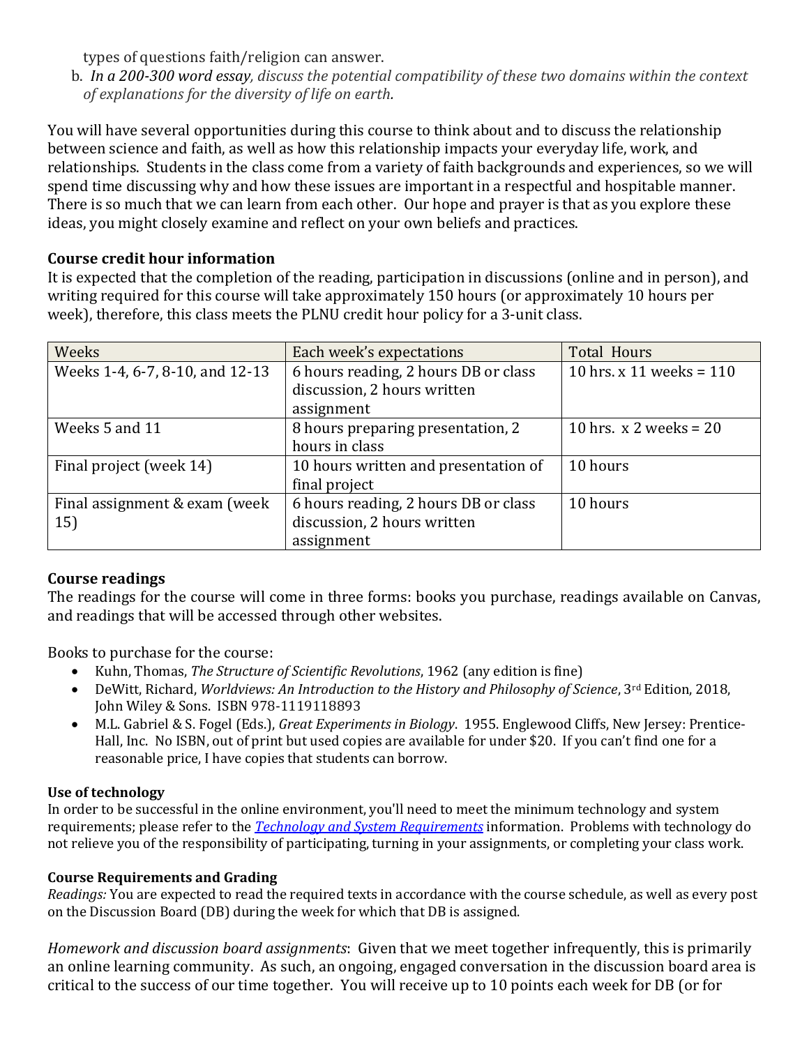types of questions faith/religion can answer.

b. *In a 200-300 word essay, discuss the potential compatibility of these two domains within the context of explanations for the diversity of life on earth.*

You will have several opportunities during this course to think about and to discuss the relationship between science and faith, as well as how this relationship impacts your everyday life, work, and relationships. Students in the class come from a variety of faith backgrounds and experiences, so we will spend time discussing why and how these issues are important in a respectful and hospitable manner. There is so much that we can learn from each other. Our hope and prayer is that as you explore these ideas, you might closely examine and reflect on your own beliefs and practices.

**Course credit hour information**

It is expected that the completion of the reading, participation in discussions (online and in person), and writing required for this course will take approximately 150 hours (or approximately 10 hours per week), therefore, this class meets the PLNU credit hour policy for a 3-unit class.

| Weeks | Each week's expectations | Total Hours |
|---|---|---|
| Weeks 1-4, 6-7, 8-10, and 12-13 | 6 hours reading, 2 hours DB or class discussion, 2 hours written assignment | 10 hrs. x 11 weeks = 110 |
| Weeks 5 and 11 | 8 hours preparing presentation, 2 hours in class | 10 hrs. x 2 weeks = 20 |
| Final project (week 14) | 10 hours written and presentation of final project | 10 hours |
| Final assignment & exam (week 15) | 6 hours reading, 2 hours DB or class discussion, 2 hours written assignment | 10 hours |

**Course readings**

The readings for the course will come in three forms: books you purchase, readings available on Canvas, and readings that will be accessed through other websites.

Books to purchase for the course:

- Kuhn, Thomas, *The Structure of Scientific Revolutions*, 1962 (any edition is fine)
- DeWitt, Richard, *Worldviews: An Introduction to the History and Philosophy of Science*, 3rd Edition, 2018, John Wiley & Sons. ISBN 978-1119118893
- M.L. Gabriel & S. Fogel (Eds.), *Great Experiments in Biology*. 1955. Englewood Cliffs, New Jersey: Prentice-Hall, Inc. No ISBN, out of print but used copies are available for under $20. If you can't find one for a reasonable price, I have copies that students can borrow.

**Use of technology**

In order to be successful in the online environment, you'll need to meet the minimum technology and system requirements; please refer to the *Technology and System Requirements* information. Problems with technology do not relieve you of the responsibility of participating, turning in your assignments, or completing your class work.

**Course Requirements and Grading**

*Readings:* You are expected to read the required texts in accordance with the course schedule, as well as every post on the Discussion Board (DB) during the week for which that DB is assigned.

*Homework and discussion board assignments*: Given that we meet together infrequently, this is primarily an online learning community. As such, an ongoing, engaged conversation in the discussion board area is critical to the success of our time together. You will receive up to 10 points each week for DB (or for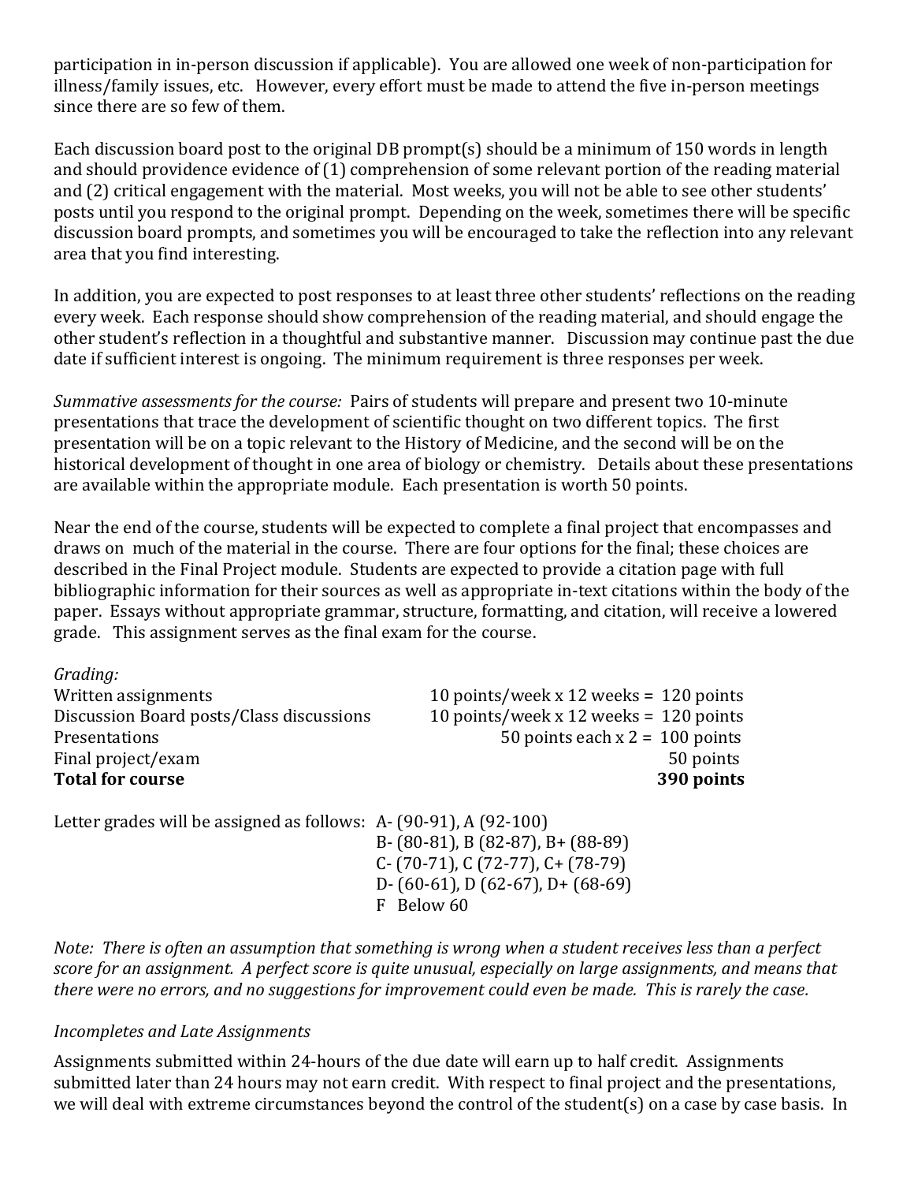participation in in-person discussion if applicable). You are allowed one week of non-participation for illness/family issues, etc. However, every effort must be made to attend the five in-person meetings since there are so few of them.

Each discussion board post to the original DB prompt(s) should be a minimum of 150 words in length and should providence evidence of (1) comprehension of some relevant portion of the reading material and (2) critical engagement with the material. Most weeks, you will not be able to see other students' posts until you respond to the original prompt. Depending on the week, sometimes there will be specific discussion board prompts, and sometimes you will be encouraged to take the reflection into any relevant area that you find interesting.

In addition, you are expected to post responses to at least three other students' reflections on the reading every week. Each response should show comprehension of the reading material, and should engage the other student's reflection in a thoughtful and substantive manner. Discussion may continue past the due date if sufficient interest is ongoing. The minimum requirement is three responses per week.

*Summative assessments for the course:* Pairs of students will prepare and present two 10-minute presentations that trace the development of scientific thought on two different topics. The first presentation will be on a topic relevant to the History of Medicine, and the second will be on the historical development of thought in one area of biology or chemistry. Details about these presentations are available within the appropriate module. Each presentation is worth 50 points.

Near the end of the course, students will be expected to complete a final project that encompasses and draws on much of the material in the course. There are four options for the final; these choices are described in the Final Project module. Students are expected to provide a citation page with full bibliographic information for their sources as well as appropriate in-text citations within the body of the paper. Essays without appropriate grammar, structure, formatting, and citation, will receive a lowered grade. This assignment serves as the final exam for the course.

*Grading:*

| | |
|---|---|
| Written assignments | 10 points/week x 12 weeks = 120 points |
| Discussion Board posts/Class discussions | 10 points/week x 12 weeks = 120 points |
| Presentations | 50 points each x 2 = 100 points |
| Final project/exam | 50 points |
| **Total for course** | **390 points** |

Letter grades will be assigned as follows: A- (90-91), A (92-100)
B- (80-81), B (82-87), B+ (88-89)
C- (70-71), C (72-77), C+ (78-79)
D- (60-61), D (62-67), D+ (68-69)
F Below 60

*Note: There is often an assumption that something is wrong when a student receives less than a perfect score for an assignment. A perfect score is quite unusual, especially on large assignments, and means that there were no errors, and no suggestions for improvement could even be made. This is rarely the case.*

*Incompletes and Late Assignments*

Assignments submitted within 24-hours of the due date will earn up to half credit. Assignments submitted later than 24 hours may not earn credit. With respect to final project and the presentations, we will deal with extreme circumstances beyond the control of the student(s) on a case by case basis. In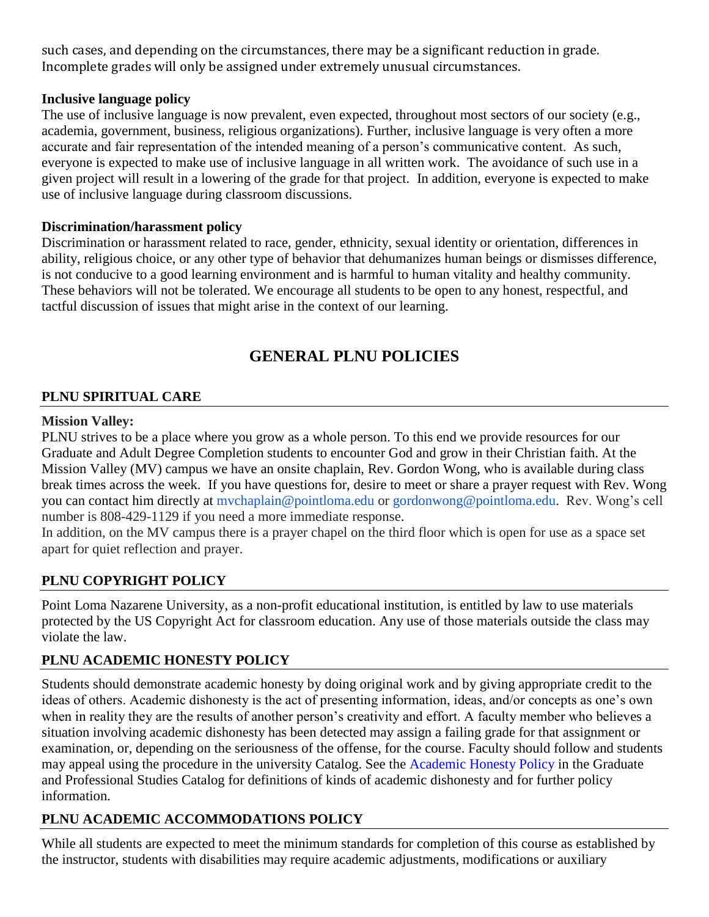such cases, and depending on the circumstances, there may be a significant reduction in grade. Incomplete grades will only be assigned under extremely unusual circumstances.

**Inclusive language policy**

The use of inclusive language is now prevalent, even expected, throughout most sectors of our society (e.g., academia, government, business, religious organizations). Further, inclusive language is very often a more accurate and fair representation of the intended meaning of a person's communicative content. As such, everyone is expected to make use of inclusive language in all written work. The avoidance of such use in a given project will result in a lowering of the grade for that project. In addition, everyone is expected to make use of inclusive language during classroom discussions.

**Discrimination/harassment policy**

Discrimination or harassment related to race, gender, ethnicity, sexual identity or orientation, differences in ability, religious choice, or any other type of behavior that dehumanizes human beings or dismisses difference, is not conducive to a good learning environment and is harmful to human vitality and healthy community. These behaviors will not be tolerated. We encourage all students to be open to any honest, respectful, and tactful discussion of issues that might arise in the context of our learning.

# GENERAL PLNU POLICIES

## PLNU SPIRITUAL CARE

**Mission Valley:**

PLNU strives to be a place where you grow as a whole person. To this end we provide resources for our Graduate and Adult Degree Completion students to encounter God and grow in their Christian faith. At the Mission Valley (MV) campus we have an onsite chaplain, Rev. Gordon Wong, who is available during class break times across the week. If you have questions for, desire to meet or share a prayer request with Rev. Wong you can contact him directly at mvchaplain@pointloma.edu or gordonwong@pointloma.edu. Rev. Wong's cell number is 808-429-1129 if you need a more immediate response.

In addition, on the MV campus there is a prayer chapel on the third floor which is open for use as a space set apart for quiet reflection and prayer.

## PLNU COPYRIGHT POLICY

Point Loma Nazarene University, as a non-profit educational institution, is entitled by law to use materials protected by the US Copyright Act for classroom education. Any use of those materials outside the class may violate the law.

## PLNU ACADEMIC HONESTY POLICY

Students should demonstrate academic honesty by doing original work and by giving appropriate credit to the ideas of others. Academic dishonesty is the act of presenting information, ideas, and/or concepts as one's own when in reality they are the results of another person's creativity and effort. A faculty member who believes a situation involving academic dishonesty has been detected may assign a failing grade for that assignment or examination, or, depending on the seriousness of the offense, for the course. Faculty should follow and students may appeal using the procedure in the university Catalog. See the Academic Honesty Policy in the Graduate and Professional Studies Catalog for definitions of kinds of academic dishonesty and for further policy information.

## PLNU ACADEMIC ACCOMMODATIONS POLICY

While all students are expected to meet the minimum standards for completion of this course as established by the instructor, students with disabilities may require academic adjustments, modifications or auxiliary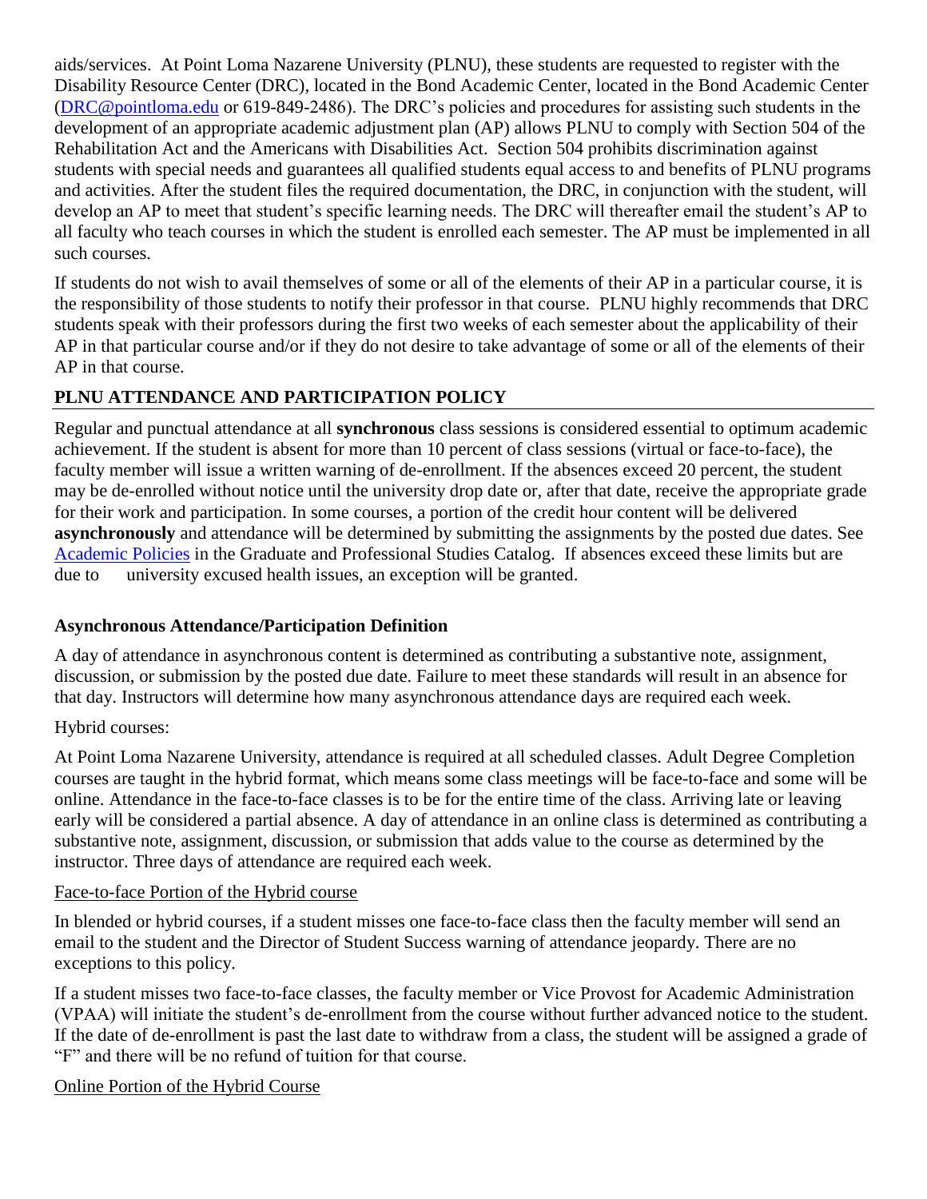aids/services. At Point Loma Nazarene University (PLNU), these students are requested to register with the Disability Resource Center (DRC), located in the Bond Academic Center, located in the Bond Academic Center ([DRC@pointloma.edu](mailto:DRC@pointloma.edu) or 619-849-2486). The DRC's policies and procedures for assisting such students in the development of an appropriate academic adjustment plan (AP) allows PLNU to comply with Section 504 of the Rehabilitation Act and the Americans with Disabilities Act. Section 504 prohibits discrimination against students with special needs and guarantees all qualified students equal access to and benefits of PLNU programs and activities. After the student files the required documentation, the DRC, in conjunction with the student, will develop an AP to meet that student's specific learning needs. The DRC will thereafter email the student's AP to all faculty who teach courses in which the student is enrolled each semester. The AP must be implemented in all such courses.

If students do not wish to avail themselves of some or all of the elements of their AP in a particular course, it is the responsibility of those students to notify their professor in that course. PLNU highly recommends that DRC students speak with their professors during the first two weeks of each semester about the applicability of their AP in that particular course and/or if they do not desire to take advantage of some or all of the elements of their AP in that course.

## PLNU ATTENDANCE AND PARTICIPATION POLICY

Regular and punctual attendance at all **synchronous** class sessions is considered essential to optimum academic achievement. If the student is absent for more than 10 percent of class sessions (virtual or face-to-face), the faculty member will issue a written warning of de-enrollment. If the absences exceed 20 percent, the student may be de-enrolled without notice until the university drop date or, after that date, receive the appropriate grade for their work and participation. In some courses, a portion of the credit hour content will be delivered **asynchronously** and attendance will be determined by submitting the assignments by the posted due dates. See Academic Policies in the Graduate and Professional Studies Catalog. If absences exceed these limits but are due to university excused health issues, an exception will be granted.

### Asynchronous Attendance/Participation Definition

A day of attendance in asynchronous content is determined as contributing a substantive note, assignment, discussion, or submission by the posted due date. Failure to meet these standards will result in an absence for that day. Instructors will determine how many asynchronous attendance days are required each week.

Hybrid courses:

At Point Loma Nazarene University, attendance is required at all scheduled classes. Adult Degree Completion courses are taught in the hybrid format, which means some class meetings will be face-to-face and some will be online. Attendance in the face-to-face classes is to be for the entire time of the class. Arriving late or leaving early will be considered a partial absence. A day of attendance in an online class is determined as contributing a substantive note, assignment, discussion, or submission that adds value to the course as determined by the instructor. Three days of attendance are required each week.

Face-to-face Portion of the Hybrid course

In blended or hybrid courses, if a student misses one face-to-face class then the faculty member will send an email to the student and the Director of Student Success warning of attendance jeopardy. There are no exceptions to this policy.

If a student misses two face-to-face classes, the faculty member or Vice Provost for Academic Administration (VPAA) will initiate the student's de-enrollment from the course without further advanced notice to the student. If the date of de-enrollment is past the last date to withdraw from a class, the student will be assigned a grade of "F" and there will be no refund of tuition for that course.

Online Portion of the Hybrid Course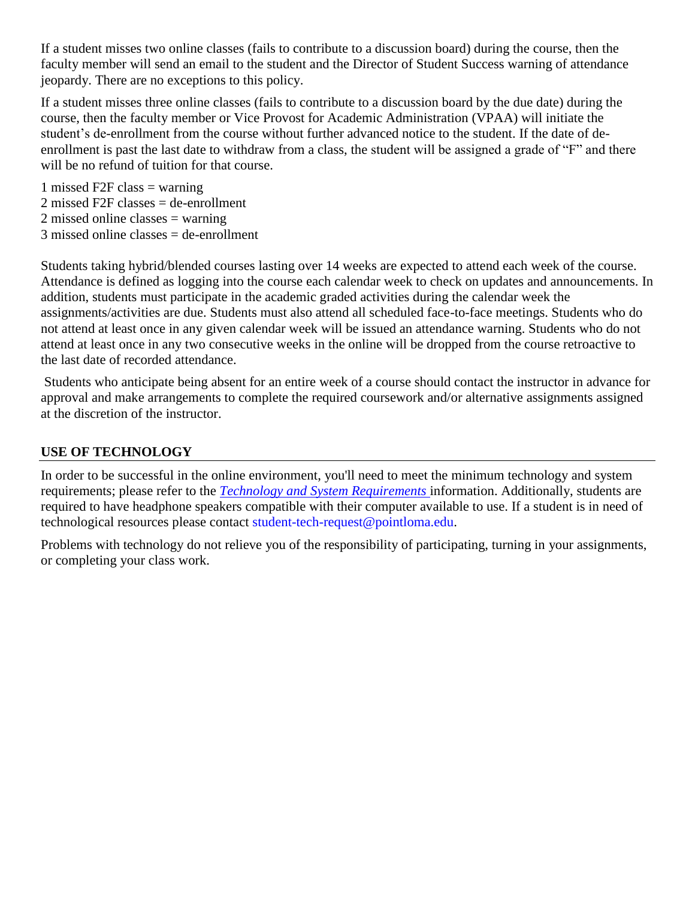If a student misses two online classes (fails to contribute to a discussion board) during the course, then the faculty member will send an email to the student and the Director of Student Success warning of attendance jeopardy. There are no exceptions to this policy.

If a student misses three online classes (fails to contribute to a discussion board by the due date) during the course, then the faculty member or Vice Provost for Academic Administration (VPAA) will initiate the student's de-enrollment from the course without further advanced notice to the student. If the date of de-enrollment is past the last date to withdraw from a class, the student will be assigned a grade of "F" and there will be no refund of tuition for that course.

1 missed F2F class = warning
2 missed F2F classes = de-enrollment
2 missed online classes = warning
3 missed online classes = de-enrollment

Students taking hybrid/blended courses lasting over 14 weeks are expected to attend each week of the course. Attendance is defined as logging into the course each calendar week to check on updates and announcements. In addition, students must participate in the academic graded activities during the calendar week the assignments/activities are due. Students must also attend all scheduled face-to-face meetings. Students who do not attend at least once in any given calendar week will be issued an attendance warning. Students who do not attend at least once in any two consecutive weeks in the online will be dropped from the course retroactive to the last date of recorded attendance.

Students who anticipate being absent for an entire week of a course should contact the instructor in advance for approval and make arrangements to complete the required coursework and/or alternative assignments assigned at the discretion of the instructor.

## USE OF TECHNOLOGY

In order to be successful in the online environment, you'll need to meet the minimum technology and system requirements; please refer to the *Technology and System Requirements* information. Additionally, students are required to have headphone speakers compatible with their computer available to use. If a student is in need of technological resources please contact student-tech-request@pointloma.edu.

Problems with technology do not relieve you of the responsibility of participating, turning in your assignments, or completing your class work.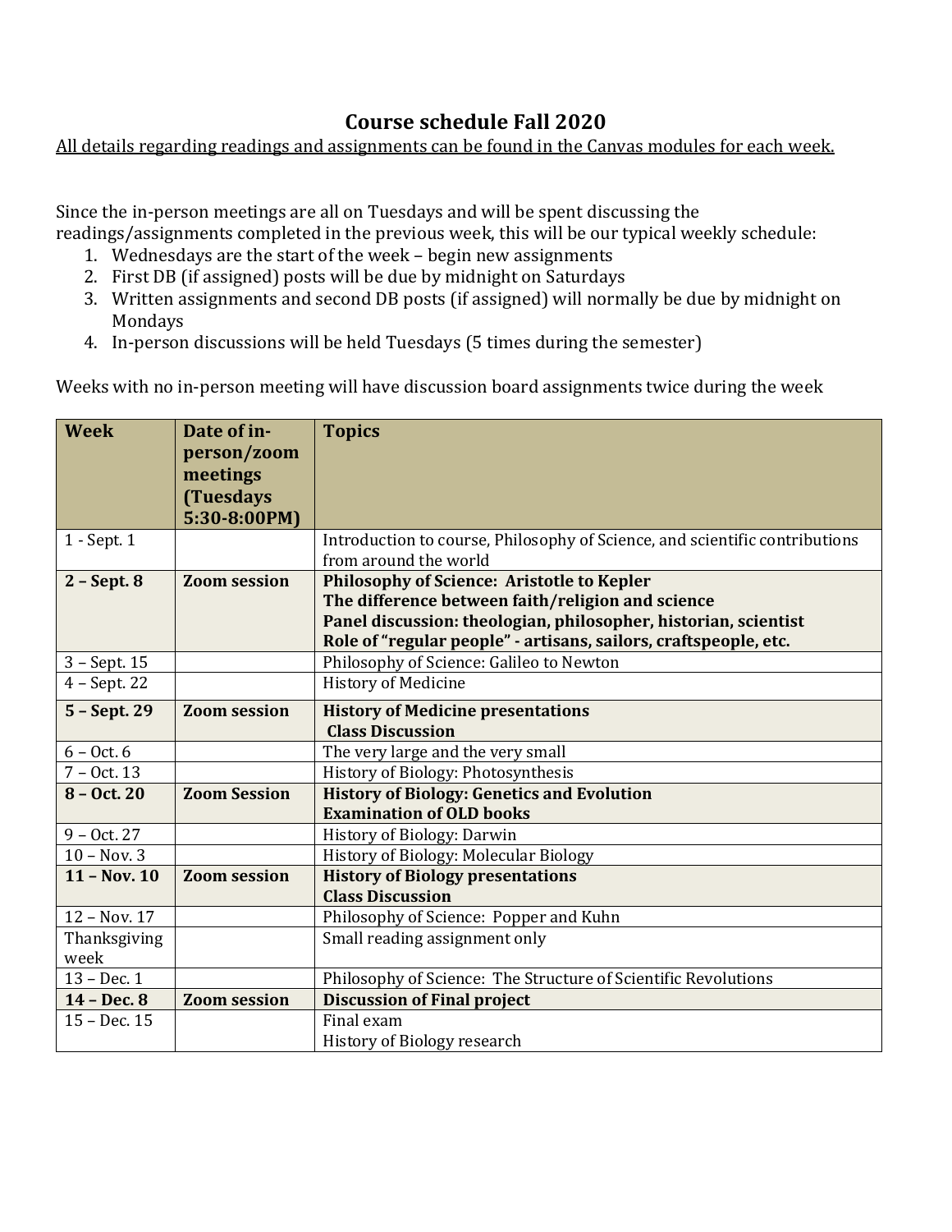# Course schedule Fall 2020

All details regarding readings and assignments can be found in the Canvas modules for each week.

Since the in-person meetings are all on Tuesdays and will be spent discussing the readings/assignments completed in the previous week, this will be our typical weekly schedule:

1. Wednesdays are the start of the week – begin new assignments
2. First DB (if assigned) posts will be due by midnight on Saturdays
3. Written assignments and second DB posts (if assigned) will normally be due by midnight on Mondays
4. In-person discussions will be held Tuesdays (5 times during the semester)

Weeks with no in-person meeting will have discussion board assignments twice during the week

| Week | Date of in-person/zoom meetings (Tuesdays 5:30-8:00PM) | Topics |
|---|---|---|
| 1 - Sept. 1 | | Introduction to course, Philosophy of Science, and scientific contributions from around the world |
| **2 – Sept. 8** | **Zoom session** | **Philosophy of Science: Aristotle to Kepler**<br>**The difference between faith/religion and science**<br>**Panel discussion: theologian, philosopher, historian, scientist**<br>**Role of "regular people" - artisans, sailors, craftspeople, etc.** |
| 3 – Sept. 15 | | Philosophy of Science: Galileo to Newton |
| 4 – Sept. 22 | | History of Medicine |
| **5 – Sept. 29** | **Zoom session** | **History of Medicine presentations**<br>**Class Discussion** |
| 6 – Oct. 6 | | The very large and the very small |
| 7 – Oct. 13 | | History of Biology: Photosynthesis |
| **8 – Oct. 20** | **Zoom Session** | **History of Biology: Genetics and Evolution**<br>**Examination of OLD books** |
| 9 – Oct. 27 | | History of Biology: Darwin |
| 10 – Nov. 3 | | History of Biology: Molecular Biology |
| **11 – Nov. 10** | **Zoom session** | **History of Biology presentations**<br>**Class Discussion** |
| 12 – Nov. 17 | | Philosophy of Science: Popper and Kuhn |
| Thanksgiving week | | Small reading assignment only |
| 13 – Dec. 1 | | Philosophy of Science: The Structure of Scientific Revolutions |
| **14 – Dec. 8** | **Zoom session** | **Discussion of Final project** |
| 15 – Dec. 15 | | Final exam<br>History of Biology research |